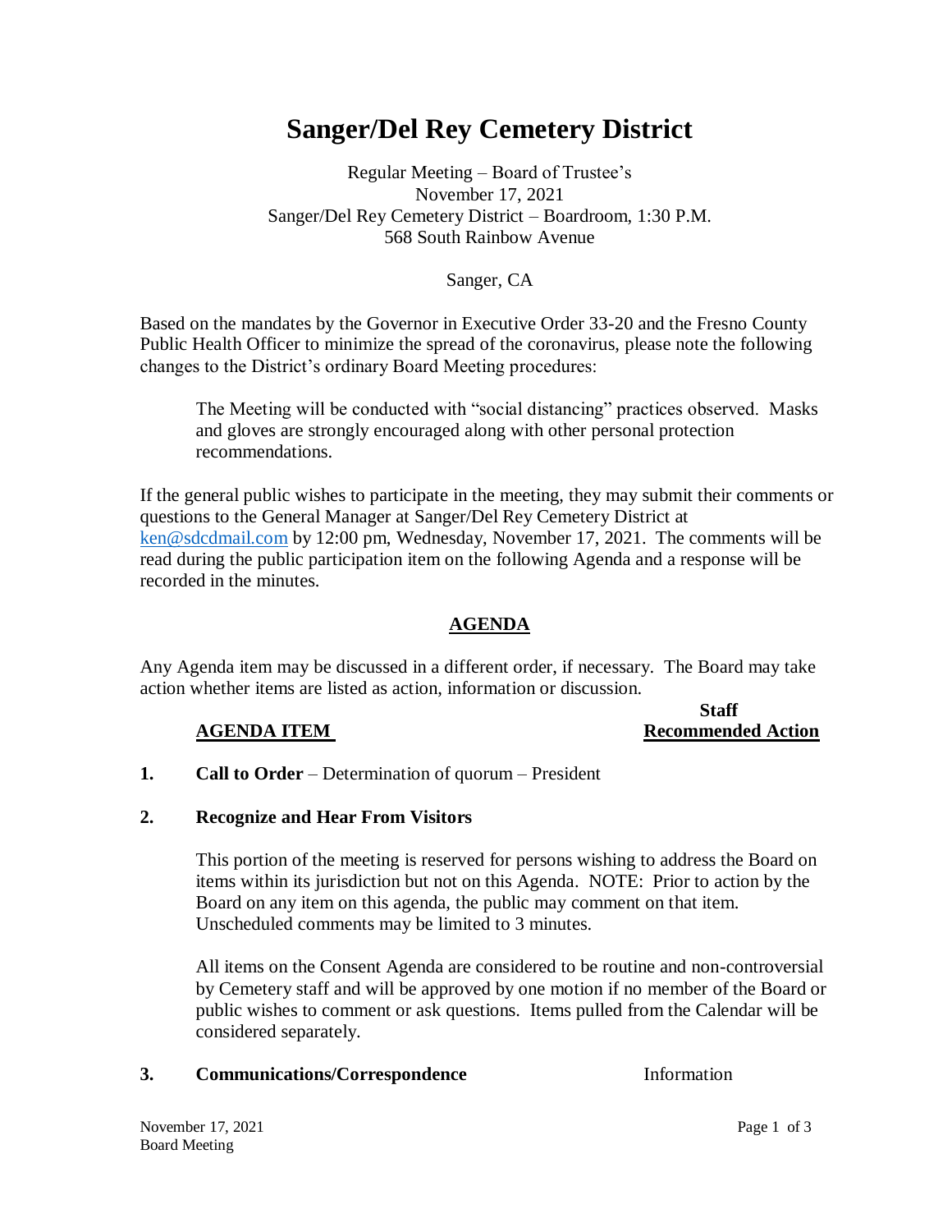# Sanger/Del Rey Cemetery District

Regular Meeting – Board of Trustee's
November 17, 2021
Sanger/Del Rey Cemetery District – Boardroom, 1:30 P.M.
568 South Rainbow Avenue

Sanger, CA

Based on the mandates by the Governor in Executive Order 33-20 and the Fresno County Public Health Officer to minimize the spread of the coronavirus, please note the following changes to the District's ordinary Board Meeting procedures:

> The Meeting will be conducted with "social distancing" practices observed. Masks and gloves are strongly encouraged along with other personal protection recommendations.

If the general public wishes to participate in the meeting, they may submit their comments or questions to the General Manager at Sanger/Del Rey Cemetery District at ken@sdcdmail.com by 12:00 pm, Wednesday, November 17, 2021. The comments will be read during the public participation item on the following Agenda and a response will be recorded in the minutes.

## AGENDA

Any Agenda item may be discussed in a different order, if necessary. The Board may take action whether items are listed as action, information or discussion.

| | AGENDA ITEM | Staff Recommended Action |
|---|---|---|
| **1.** | **Call to Order** – Determination of quorum – President | |
| **2.** | **Recognize and Hear From Visitors** | |

This portion of the meeting is reserved for persons wishing to address the Board on items within its jurisdiction but not on this Agenda. NOTE: Prior to action by the Board on any item on this agenda, the public may comment on that item. Unscheduled comments may be limited to 3 minutes.

All items on the Consent Agenda are considered to be routine and non-controversial by Cemetery staff and will be approved by one motion if no member of the Board or public wishes to comment or ask questions. Items pulled from the Calendar will be considered separately.

| | | |
|---|---|---|
| **3.** | **Communications/Correspondence** | Information |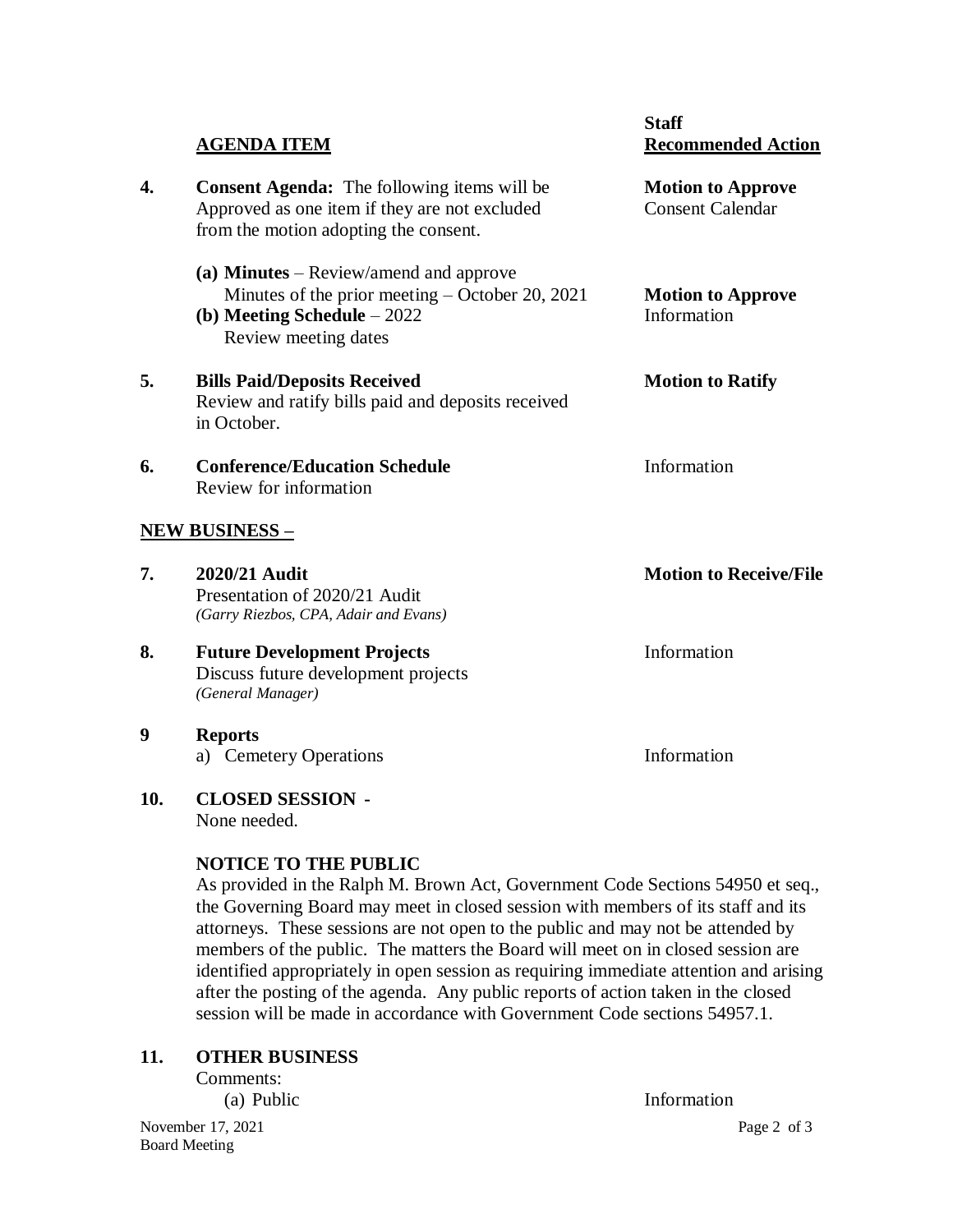| | AGENDA ITEM | Staff Recommended Action |
|---|---|---|
| **4.** | **Consent Agenda:** The following items will be Approved as one item if they are not excluded from the motion adopting the consent. | **Motion to Approve** Consent Calendar |
| | **(a) Minutes** – Review/amend and approve Minutes of the prior meeting – October 20, 2021 | **Motion to Approve** |
| | **(b) Meeting Schedule** – 2022 Review meeting dates | Information |
| **5.** | **Bills Paid/Deposits Received** Review and ratify bills paid and deposits received in October. | **Motion to Ratify** |
| **6.** | **Conference/Education Schedule** Review for information | Information |

**NEW BUSINESS –**

| | | |
|---|---|---|
| **7.** | **2020/21 Audit** Presentation of 2020/21 Audit *(Garry Riezbos, CPA, Adair and Evans)* | **Motion to Receive/File** |
| **8.** | **Future Development Projects** Discuss future development projects *(General Manager)* | Information |
| **9** | **Reports** a) Cemetery Operations | Information |
| **10.** | **CLOSED SESSION -** None needed. | |

**NOTICE TO THE PUBLIC**

As provided in the Ralph M. Brown Act, Government Code Sections 54950 et seq., the Governing Board may meet in closed session with members of its staff and its attorneys. These sessions are not open to the public and may not be attended by members of the public. The matters the Board will meet on in closed session are identified appropriately in open session as requiring immediate attention and arising after the posting of the agenda. Any public reports of action taken in the closed session will be made in accordance with Government Code sections 54957.1.

**11. OTHER BUSINESS**

Comments:

(a) Public — Information

November 17, 2021
Board Meeting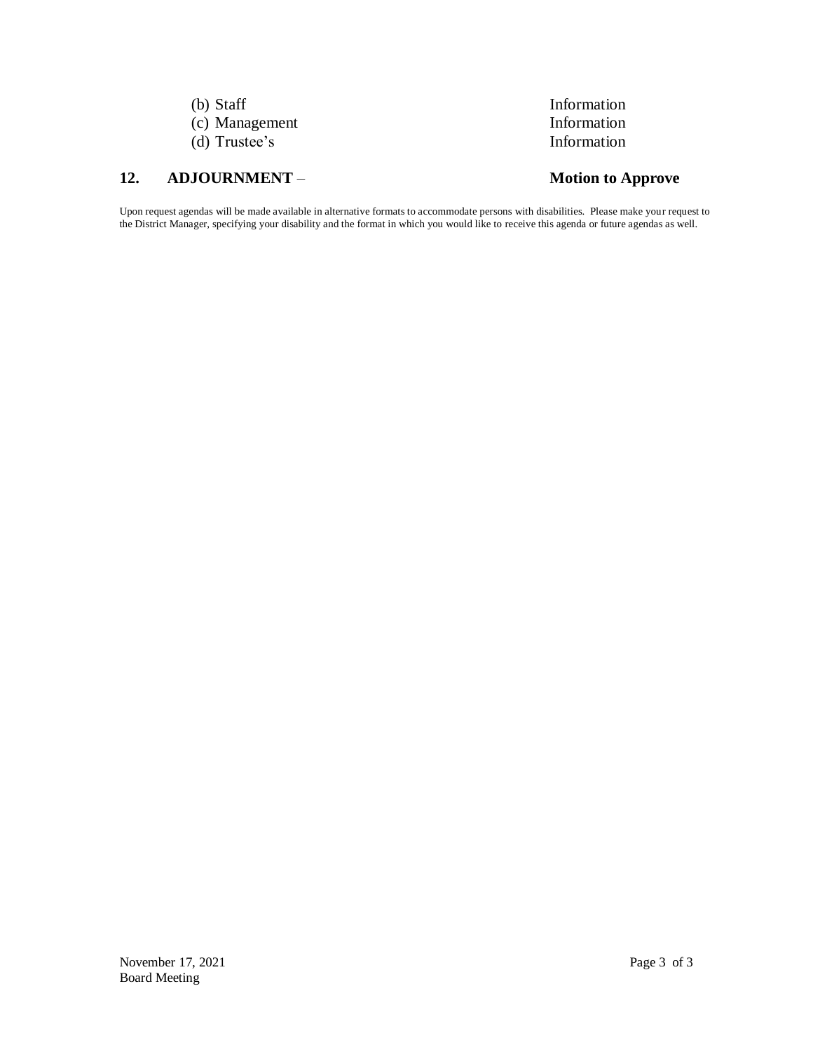| | |
|---|---|
| (b) Staff | Information |
| (c) Management | Information |
| (d) Trustee's | Information |

**12. ADJOURNMENT** – **Motion to Approve**

Upon request agendas will be made available in alternative formats to accommodate persons with disabilities. Please make your request to the District Manager, specifying your disability and the format in which you would like to receive this agenda or future agendas as well.